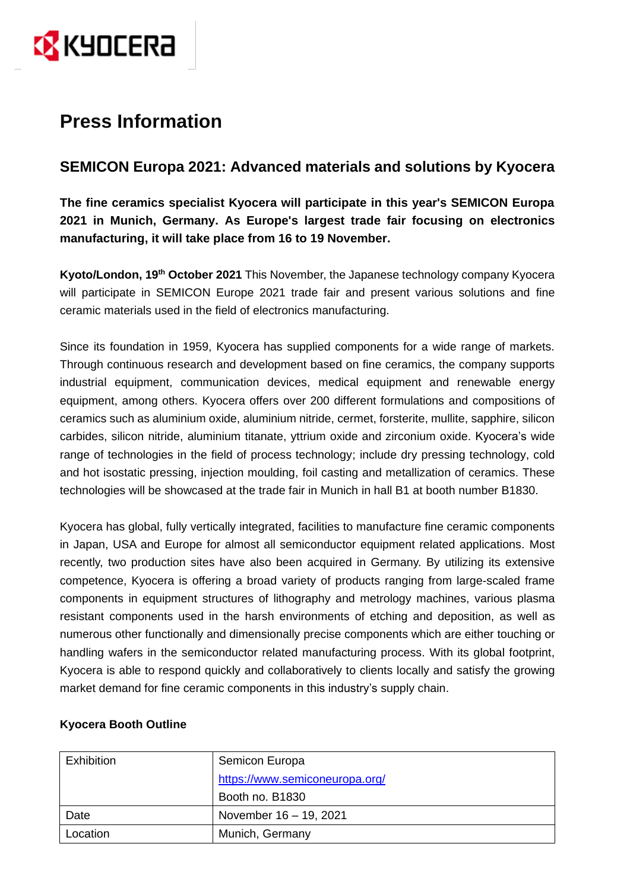# Press Information

## SEMICON Europa 2021: Advanced materials and solutions by Kyocera

**The fine ceramics specialist Kyocera will participate in this year's SEMICON Europa 2021 in Munich, Germany. As Europe's largest trade fair focusing on electronics manufacturing, it will take place from 16 to 19 November.**

**Kyoto/London, 19th October 2021** This November, the Japanese technology company Kyocera will participate in SEMICON Europe 2021 trade fair and present various solutions and fine ceramic materials used in the field of electronics manufacturing.

Since its foundation in 1959, Kyocera has supplied components for a wide range of markets. Through continuous research and development based on fine ceramics, the company supports industrial equipment, communication devices, medical equipment and renewable energy equipment, among others. Kyocera offers over 200 different formulations and compositions of ceramics such as aluminium oxide, aluminium nitride, cermet, forsterite, mullite, sapphire, silicon carbides, silicon nitride, aluminium titanate, yttrium oxide and zirconium oxide. Kyocera's wide range of technologies in the field of process technology; include dry pressing technology, cold and hot isostatic pressing, injection moulding, foil casting and metallization of ceramics. These technologies will be showcased at the trade fair in Munich in hall B1 at booth number B1830.

Kyocera has global, fully vertically integrated, facilities to manufacture fine ceramic components in Japan, USA and Europe for almost all semiconductor equipment related applications. Most recently, two production sites have also been acquired in Germany. By utilizing its extensive competence, Kyocera is offering a broad variety of products ranging from large-scaled frame components in equipment structures of lithography and metrology machines, various plasma resistant components used in the harsh environments of etching and deposition, as well as numerous other functionally and dimensionally precise components which are either touching or handling wafers in the semiconductor related manufacturing process. With its global footprint, Kyocera is able to respond quickly and collaboratively to clients locally and satisfy the growing market demand for fine ceramic components in this industry's supply chain.

**Kyocera Booth Outline**

| | |
|---|---|
| Exhibition | Semicon Europa<br>https://www.semiconeuropa.org/<br>Booth no. B1830 |
| Date | November 16 – 19, 2021 |
| Location | Munich, Germany |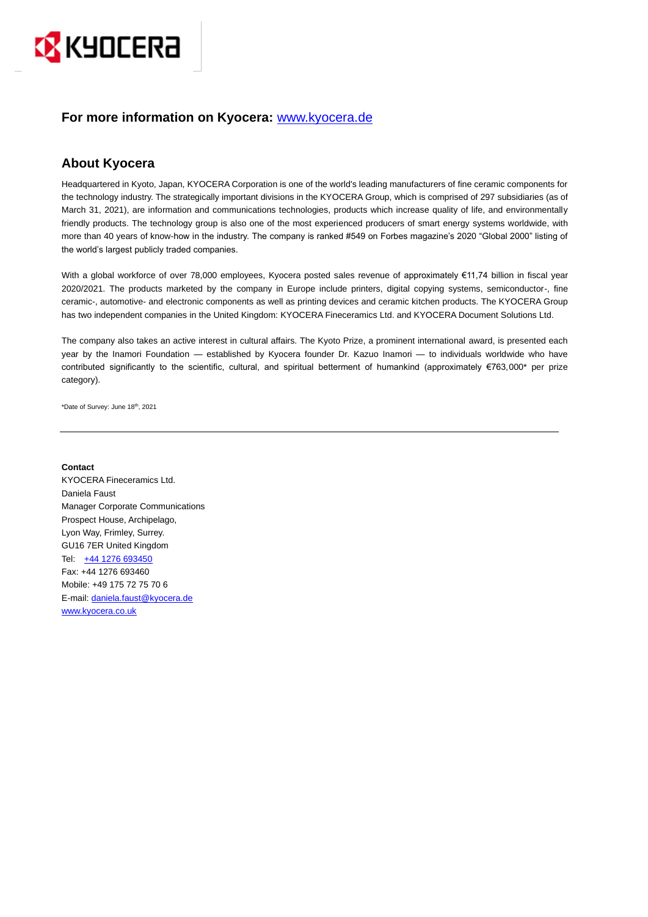## For more information on Kyocera: www.kyocera.de

## About Kyocera

Headquartered in Kyoto, Japan, KYOCERA Corporation is one of the world's leading manufacturers of fine ceramic components for the technology industry. The strategically important divisions in the KYOCERA Group, which is comprised of 297 subsidiaries (as of March 31, 2021), are information and communications technologies, products which increase quality of life, and environmentally friendly products. The technology group is also one of the most experienced producers of smart energy systems worldwide, with more than 40 years of know-how in the industry. The company is ranked #549 on Forbes magazine's 2020 "Global 2000" listing of the world's largest publicly traded companies.

With a global workforce of over 78,000 employees, Kyocera posted sales revenue of approximately €11,74 billion in fiscal year 2020/2021. The products marketed by the company in Europe include printers, digital copying systems, semiconductor-, fine ceramic-, automotive- and electronic components as well as printing devices and ceramic kitchen products. The KYOCERA Group has two independent companies in the United Kingdom: KYOCERA Fineceramics Ltd. and KYOCERA Document Solutions Ltd.

The company also takes an active interest in cultural affairs. The Kyoto Prize, a prominent international award, is presented each year by the Inamori Foundation — established by Kyocera founder Dr. Kazuo Inamori — to individuals worldwide who have contributed significantly to the scientific, cultural, and spiritual betterment of humankind (approximately €763,000* per prize category).

*Date of Survey: June 18th, 2021

---

**Contact**
KYOCERA Fineceramics Ltd.
Daniela Faust
Manager Corporate Communications
Prospect House, Archipelago,
Lyon Way, Frimley, Surrey.
GU16 7ER United Kingdom
Tel: +44 1276 693450
Fax: +44 1276 693460
Mobile: +49 175 72 75 70 6
E-mail: daniela.faust@kyocera.de
www.kyocera.co.uk